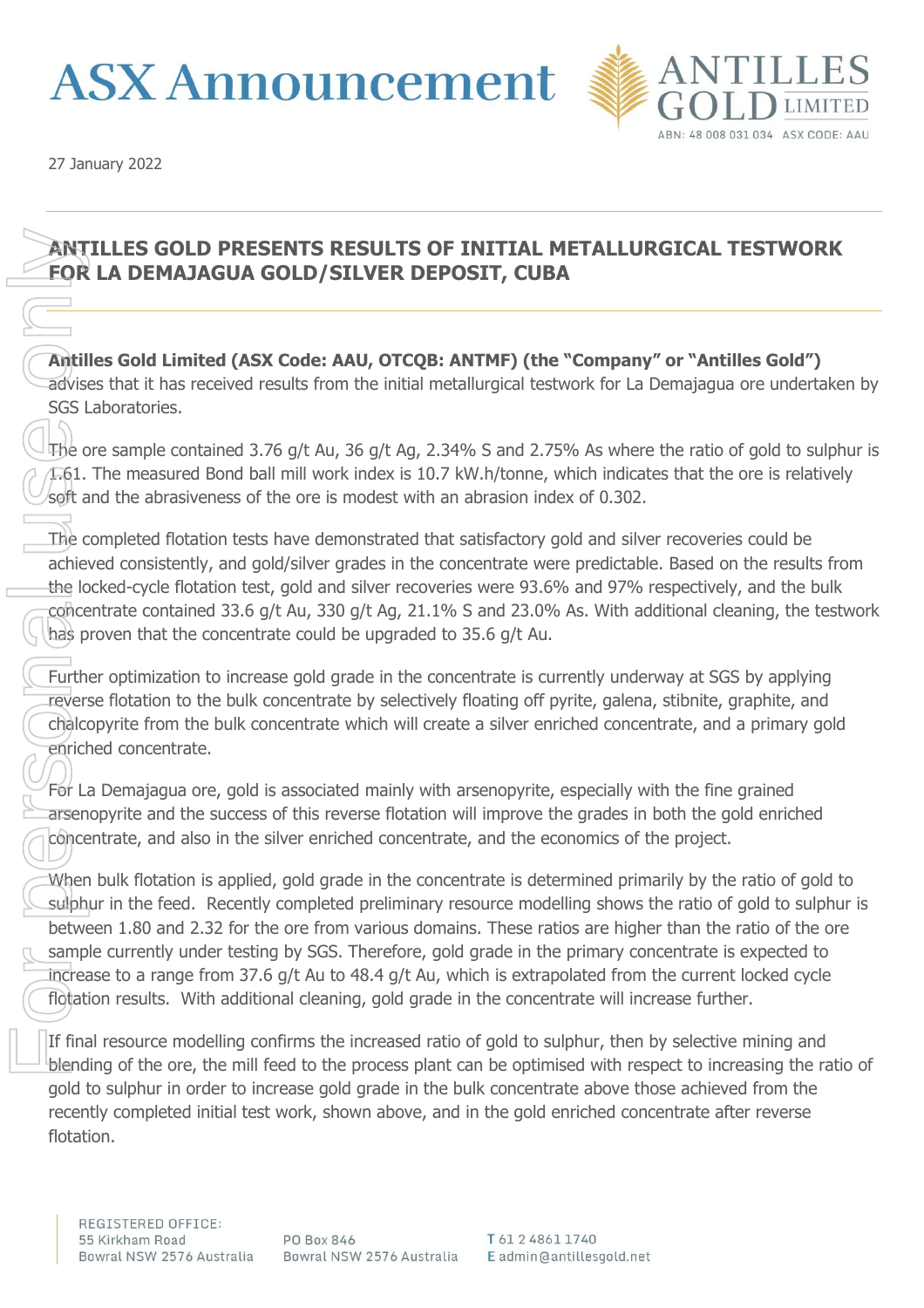# ASX Announcement

ANTILLES GOLD LIMITED

ABN: 48 008 031 034 ASX CODE: AAU

27 January 2022

## ANTILLES GOLD PRESENTS RESULTS OF INITIAL METALLURGICAL TESTWORK FOR LA DEMAJAGUA GOLD/SILVER DEPOSIT, CUBA

**Antilles Gold Limited (ASX Code: AAU, OTCQB: ANTMF) (the "Company" or "Antilles Gold")** advises that it has received results from the initial metallurgical testwork for La Demajagua ore undertaken by SGS Laboratories.

The ore sample contained 3.76 g/t Au, 36 g/t Ag, 2.34% S and 2.75% As where the ratio of gold to sulphur is 1.61. The measured Bond ball mill work index is 10.7 kW.h/tonne, which indicates that the ore is relatively soft and the abrasiveness of the ore is modest with an abrasion index of 0.302.

The completed flotation tests have demonstrated that satisfactory gold and silver recoveries could be achieved consistently, and gold/silver grades in the concentrate were predictable. Based on the results from the locked-cycle flotation test, gold and silver recoveries were 93.6% and 97% respectively, and the bulk concentrate contained 33.6 g/t Au, 330 g/t Ag, 21.1% S and 23.0% As. With additional cleaning, the testwork has proven that the concentrate could be upgraded to 35.6 g/t Au.

Further optimization to increase gold grade in the concentrate is currently underway at SGS by applying reverse flotation to the bulk concentrate by selectively floating off pyrite, galena, stibnite, graphite, and chalcopyrite from the bulk concentrate which will create a silver enriched concentrate, and a primary gold enriched concentrate.

For La Demajagua ore, gold is associated mainly with arsenopyrite, especially with the fine grained arsenopyrite and the success of this reverse flotation will improve the grades in both the gold enriched concentrate, and also in the silver enriched concentrate, and the economics of the project.

When bulk flotation is applied, gold grade in the concentrate is determined primarily by the ratio of gold to sulphur in the feed. Recently completed preliminary resource modelling shows the ratio of gold to sulphur is between 1.80 and 2.32 for the ore from various domains. These ratios are higher than the ratio of the ore sample currently under testing by SGS. Therefore, gold grade in the primary concentrate is expected to increase to a range from 37.6 g/t Au to 48.4 g/t Au, which is extrapolated from the current locked cycle flotation results. With additional cleaning, gold grade in the concentrate will increase further.

If final resource modelling confirms the increased ratio of gold to sulphur, then by selective mining and blending of the ore, the mill feed to the process plant can be optimised with respect to increasing the ratio of gold to sulphur in order to increase gold grade in the bulk concentrate above those achieved from the recently completed initial test work, shown above, and in the gold enriched concentrate after reverse flotation.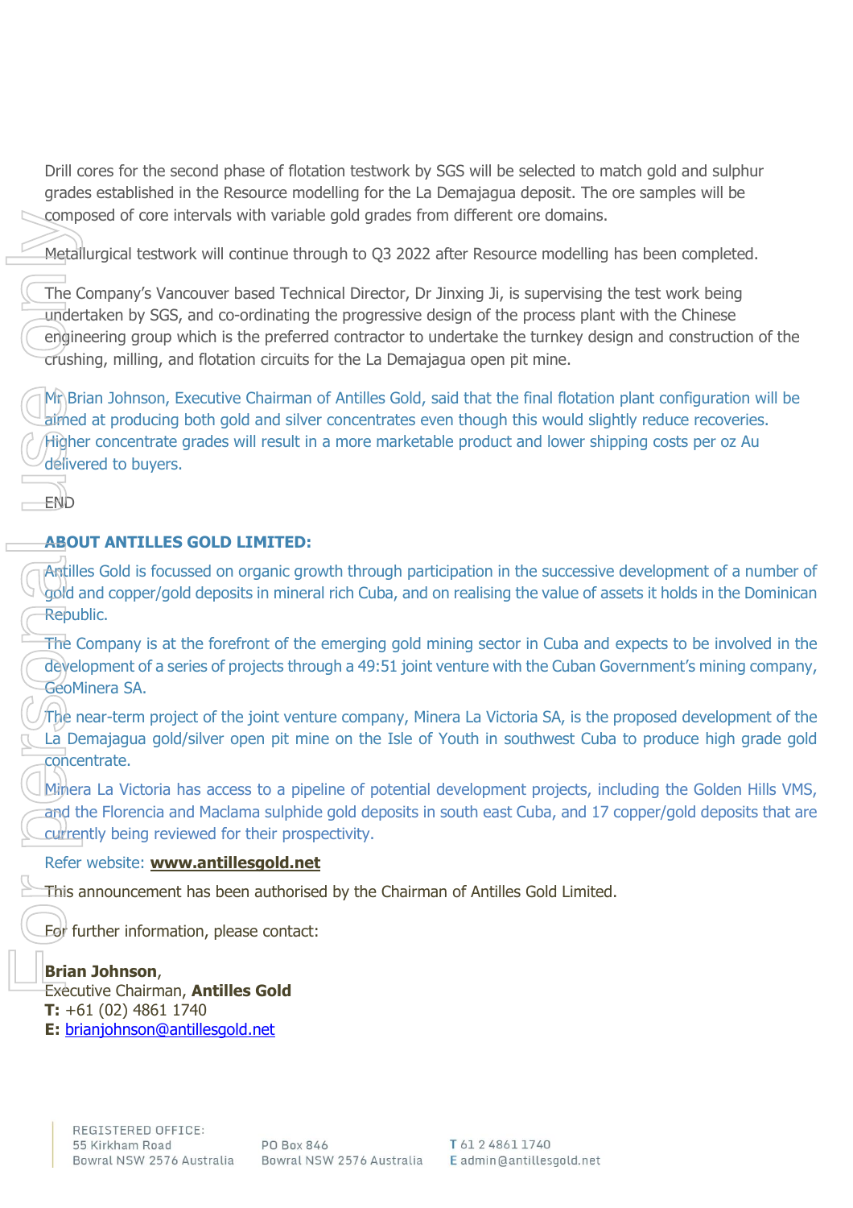Drill cores for the second phase of flotation testwork by SGS will be selected to match gold and sulphur grades established in the Resource modelling for the La Demajagua deposit. The ore samples will be composed of core intervals with variable gold grades from different ore domains.

Metallurgical testwork will continue through to Q3 2022 after Resource modelling has been completed.

The Company's Vancouver based Technical Director, Dr Jinxing Ji, is supervising the test work being undertaken by SGS, and co-ordinating the progressive design of the process plant with the Chinese engineering group which is the preferred contractor to undertake the turnkey design and construction of the crushing, milling, and flotation circuits for the La Demajagua open pit mine.

Mr Brian Johnson, Executive Chairman of Antilles Gold, said that the final flotation plant configuration will be aimed at producing both gold and silver concentrates even though this would slightly reduce recoveries. Higher concentrate grades will result in a more marketable product and lower shipping costs per oz Au delivered to buyers.

END

**ABOUT ANTILLES GOLD LIMITED:**

Antilles Gold is focussed on organic growth through participation in the successive development of a number of gold and copper/gold deposits in mineral rich Cuba, and on realising the value of assets it holds in the Dominican Republic.

The Company is at the forefront of the emerging gold mining sector in Cuba and expects to be involved in the development of a series of projects through a 49:51 joint venture with the Cuban Government's mining company, GeoMinera SA.

The near-term project of the joint venture company, Minera La Victoria SA, is the proposed development of the La Demajagua gold/silver open pit mine on the Isle of Youth in southwest Cuba to produce high grade gold concentrate.

Minera La Victoria has access to a pipeline of potential development projects, including the Golden Hills VMS, and the Florencia and Maclama sulphide gold deposits in south east Cuba, and 17 copper/gold deposits that are currently being reviewed for their prospectivity.

Refer website: **www.antillesgold.net**

This announcement has been authorised by the Chairman of Antilles Gold Limited.

For further information, please contact:

**Brian Johnson**,
Executive Chairman, **Antilles Gold**
**T:** +61 (02) 4861 1740
**E:** brianjohnson@antillesgold.net

REGISTERED OFFICE:
55 Kirkham Road
Bowral NSW 2576 Australia

PO Box 846
Bowral NSW 2576 Australia

T 61 2 4861 1740
E admin@antillesgold.net